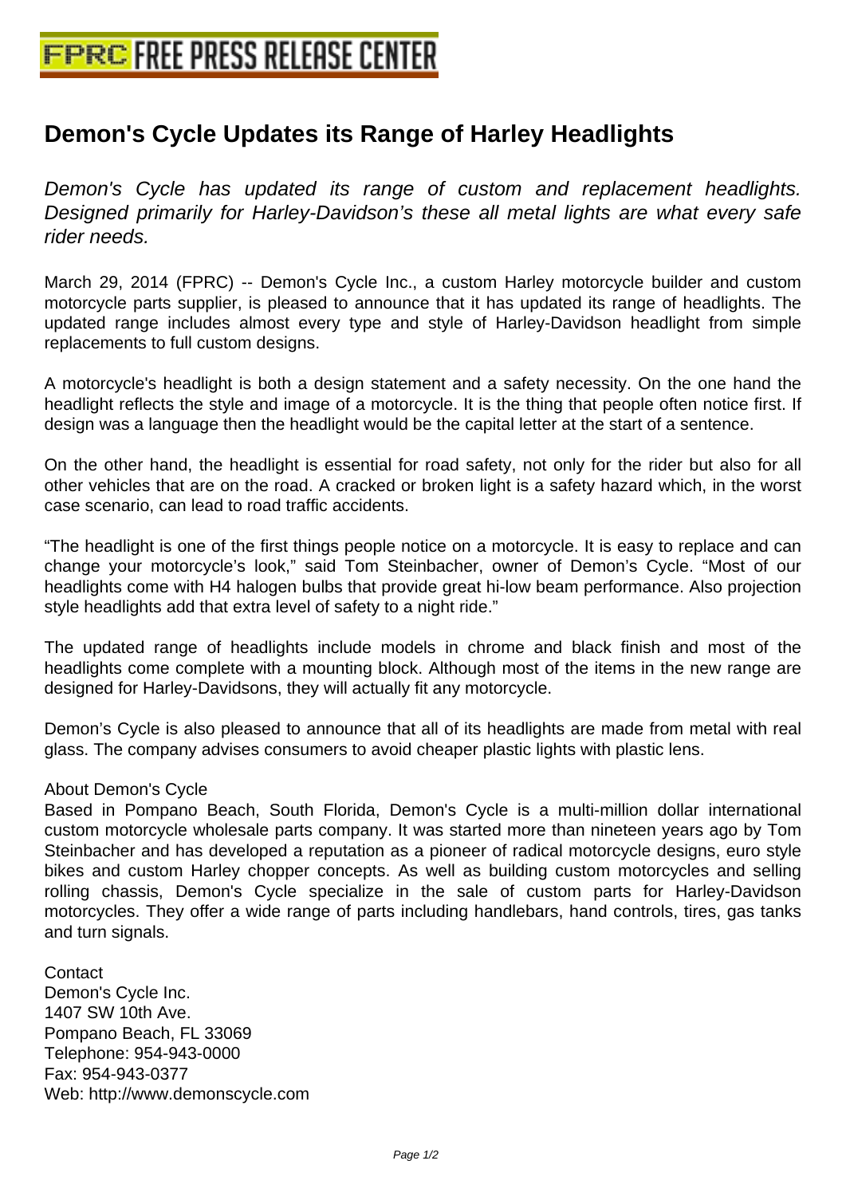# Demon's Cycle Updates its Range of Harley Headlights

*Demon's Cycle has updated its range of custom and replacement headlights. Designed primarily for Harley-Davidson's these all metal lights are what every safe rider needs.*

March 29, 2014 (FPRC) -- Demon's Cycle Inc., a custom Harley motorcycle builder and custom motorcycle parts supplier, is pleased to announce that it has updated its range of headlights. The updated range includes almost every type and style of Harley-Davidson headlight from simple replacements to full custom designs.

A motorcycle's headlight is both a design statement and a safety necessity. On the one hand the headlight reflects the style and image of a motorcycle. It is the thing that people often notice first. If design was a language then the headlight would be the capital letter at the start of a sentence.

On the other hand, the headlight is essential for road safety, not only for the rider but also for all other vehicles that are on the road. A cracked or broken light is a safety hazard which, in the worst case scenario, can lead to road traffic accidents.

“The headlight is one of the first things people notice on a motorcycle. It is easy to replace and can change your motorcycle’s look,” said Tom Steinbacher, owner of Demon’s Cycle. “Most of our headlights come with H4 halogen bulbs that provide great hi-low beam performance. Also projection style headlights add that extra level of safety to a night ride.”

The updated range of headlights include models in chrome and black finish and most of the headlights come complete with a mounting block. Although most of the items in the new range are designed for Harley-Davidsons, they will actually fit any motorcycle.

Demon’s Cycle is also pleased to announce that all of its headlights are made from metal with real glass. The company advises consumers to avoid cheaper plastic lights with plastic lens.

About Demon's Cycle
Based in Pompano Beach, South Florida, Demon's Cycle is a multi-million dollar international custom motorcycle wholesale parts company. It was started more than nineteen years ago by Tom Steinbacher and has developed a reputation as a pioneer of radical motorcycle designs, euro style bikes and custom Harley chopper concepts. As well as building custom motorcycles and selling rolling chassis, Demon's Cycle specialize in the sale of custom parts for Harley-Davidson motorcycles. They offer a wide range of parts including handlebars, hand controls, tires, gas tanks and turn signals.

Contact
Demon's Cycle Inc.
1407 SW 10th Ave.
Pompano Beach, FL 33069
Telephone: 954-943-0000
Fax: 954-943-0377
Web: http://www.demonscycle.com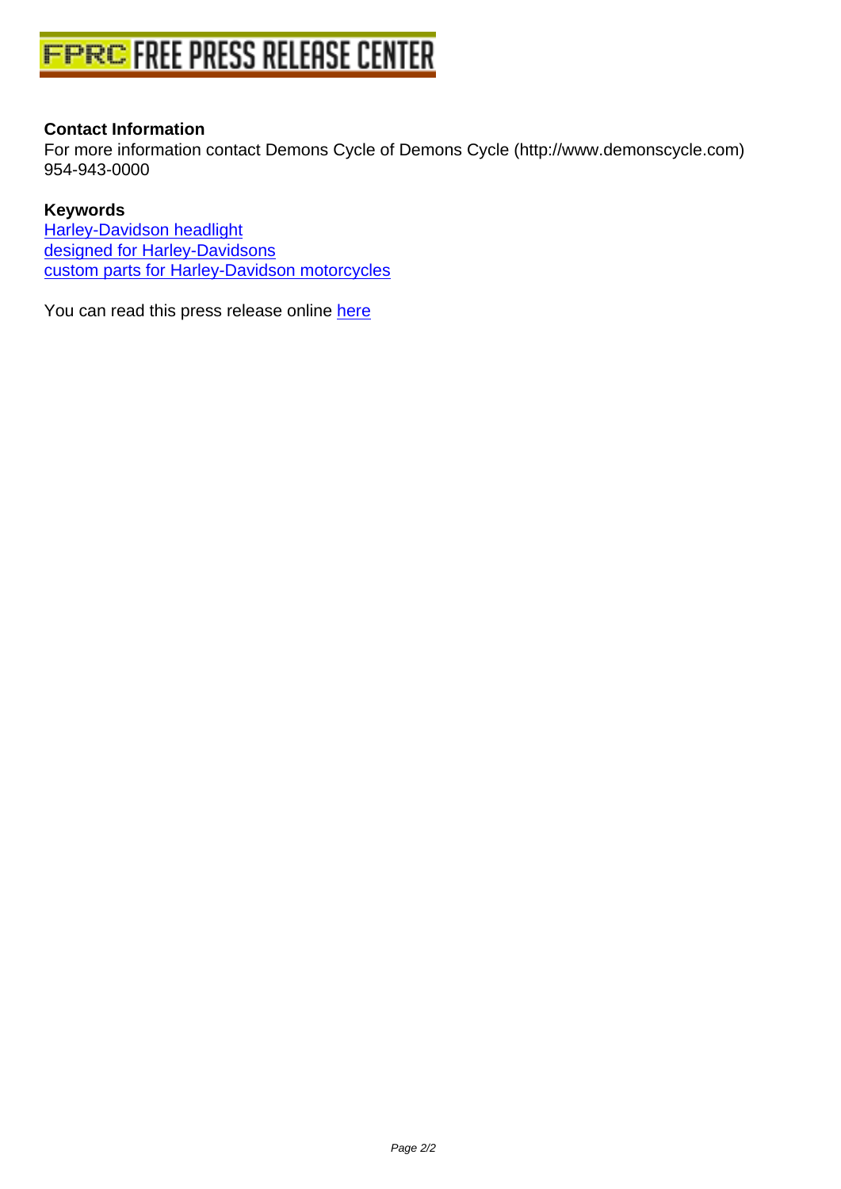FPRC FREE PRESS RELEASE CENTER

**Contact Information**
For more information contact Demons Cycle of Demons Cycle (http://www.demonscycle.com)
954-943-0000

**Keywords**
Harley-Davidson headlight
designed for Harley-Davidsons
custom parts for Harley-Davidson motorcycles

You can read this press release online here